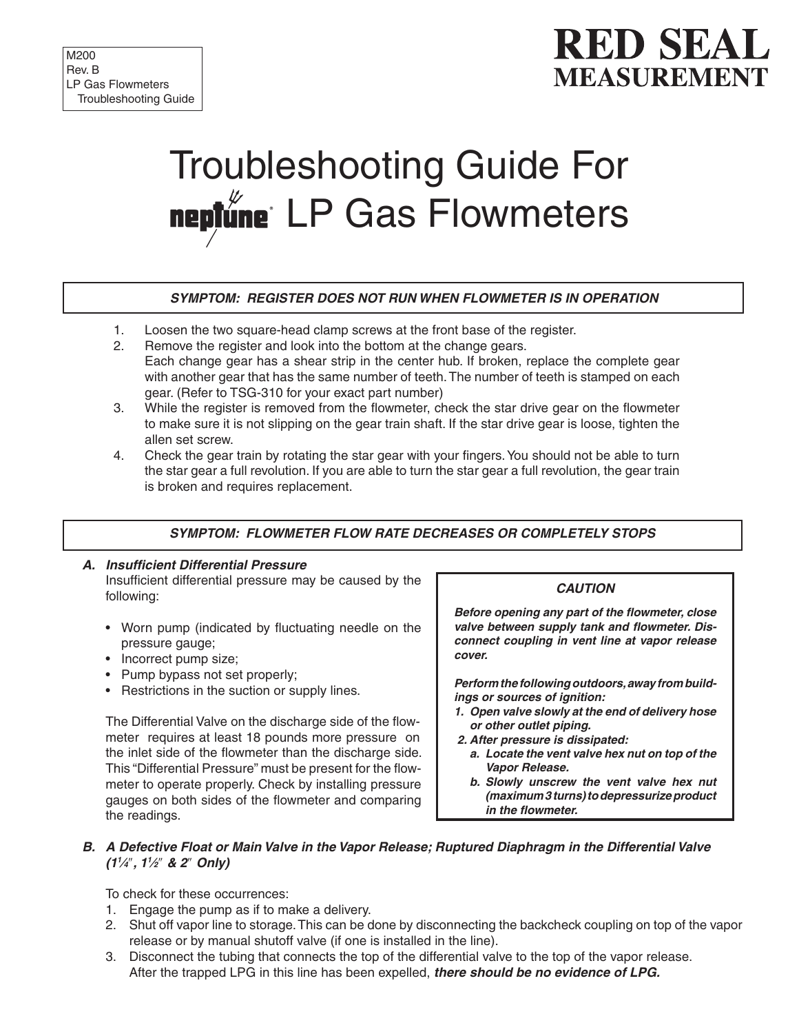M200
Rev. B
LP Gas Flowmeters
Troubleshooting Guide

**RED SEAL MEASUREMENT**

# Troubleshooting Guide For neptune LP Gas Flowmeters

## *SYMPTOM: REGISTER DOES NOT RUN WHEN FLOWMETER IS IN OPERATION*

1. Loosen the two square-head clamp screws at the front base of the register.
2. Remove the register and look into the bottom at the change gears.
   Each change gear has a shear strip in the center hub. If broken, replace the complete gear with another gear that has the same number of teeth. The number of teeth is stamped on each gear. (Refer to TSG-310 for your exact part number)
3. While the register is removed from the flowmeter, check the star drive gear on the flowmeter to make sure it is not slipping on the gear train shaft. If the star drive gear is loose, tighten the allen set screw.
4. Check the gear train by rotating the star gear with your fingers. You should not be able to turn the star gear a full revolution. If you are able to turn the star gear a full revolution, the gear train is broken and requires replacement.

## *SYMPTOM: FLOWMETER FLOW RATE DECREASES OR COMPLETELY STOPS*

### *A. Insufficient Differential Pressure*

Insufficient differential pressure may be caused by the following:

- Worn pump (indicated by fluctuating needle on the pressure gauge;
- Incorrect pump size;
- Pump bypass not set properly;
- Restrictions in the suction or supply lines.

The Differential Valve on the discharge side of the flowmeter requires at least 18 pounds more pressure on the inlet side of the flowmeter than the discharge side. This "Differential Pressure" must be present for the flowmeter to operate properly. Check by installing pressure gauges on both sides of the flowmeter and comparing the readings.

> ***CAUTION***
>
> ***Before opening any part of the flowmeter, close valve between supply tank and flowmeter. Disconnect coupling in vent line at vapor release cover.***
>
> ***Perform the following outdoors, away from buildings or sources of ignition:***
>
> ***1. Open valve slowly at the end of delivery hose or other outlet piping.***
>
> ***2. After pressure is dissipated:***
>
> ***a. Locate the vent valve hex nut on top of the Vapor Release.***
>
> ***b. Slowly unscrew the vent valve hex nut (maximum 3 turns) to depressurize product in the flowmeter.***

### *B. A Defective Float or Main Valve in the Vapor Release; Ruptured Diaphragm in the Differential Valve (1¼", 1½" & 2" Only)*

To check for these occurrences:

1. Engage the pump as if to make a delivery.
2. Shut off vapor line to storage. This can be done by disconnecting the backcheck coupling on top of the vapor release or by manual shutoff valve (if one is installed in the line).
3. Disconnect the tubing that connects the top of the differential valve to the top of the vapor release. After the trapped LPG in this line has been expelled, ***there should be no evidence of LPG.***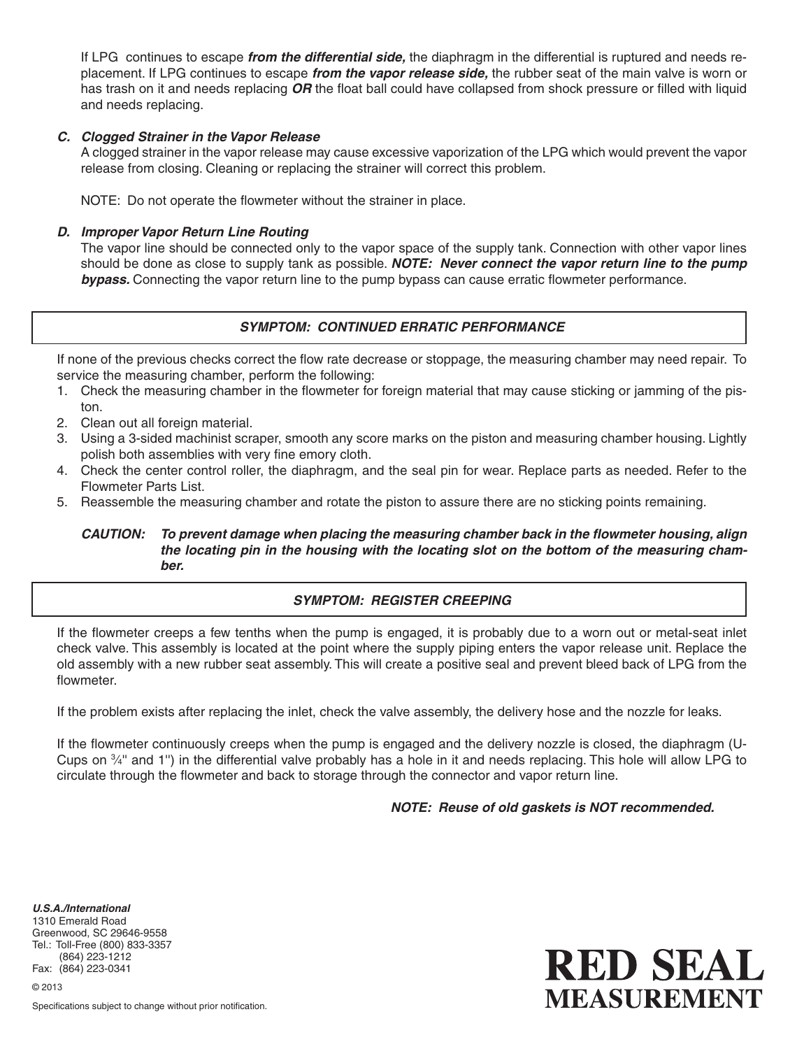If LPG continues to escape ***from the differential side,*** the diaphragm in the differential is ruptured and needs replacement. If LPG continues to escape ***from the vapor release side,*** the rubber seat of the main valve is worn or has trash on it and needs replacing ***OR*** the float ball could have collapsed from shock pressure or filled with liquid and needs replacing.

***C. Clogged Strainer in the Vapor Release***

A clogged strainer in the vapor release may cause excessive vaporization of the LPG which would prevent the vapor release from closing. Cleaning or replacing the strainer will correct this problem.

NOTE: Do not operate the flowmeter without the strainer in place.

***D. Improper Vapor Return Line Routing***

The vapor line should be connected only to the vapor space of the supply tank. Connection with other vapor lines should be done as close to supply tank as possible. ***NOTE: Never connect the vapor return line to the pump bypass.*** Connecting the vapor return line to the pump bypass can cause erratic flowmeter performance.

***SYMPTOM: CONTINUED ERRATIC PERFORMANCE***

If none of the previous checks correct the flow rate decrease or stoppage, the measuring chamber may need repair. To service the measuring chamber, perform the following:

1. Check the measuring chamber in the flowmeter for foreign material that may cause sticking or jamming of the piston.
2. Clean out all foreign material.
3. Using a 3-sided machinist scraper, smooth any score marks on the piston and measuring chamber housing. Lightly polish both assemblies with very fine emory cloth.
4. Check the center control roller, the diaphragm, and the seal pin for wear. Replace parts as needed. Refer to the Flowmeter Parts List.
5. Reassemble the measuring chamber and rotate the piston to assure there are no sticking points remaining.

***CAUTION: To prevent damage when placing the measuring chamber back in the flowmeter housing, align the locating pin in the housing with the locating slot on the bottom of the measuring chamber.***

***SYMPTOM: REGISTER CREEPING***

If the flowmeter creeps a few tenths when the pump is engaged, it is probably due to a worn out or metal-seat inlet check valve. This assembly is located at the point where the supply piping enters the vapor release unit. Replace the old assembly with a new rubber seat assembly. This will create a positive seal and prevent bleed back of LPG from the flowmeter.

If the problem exists after replacing the inlet, check the valve assembly, the delivery hose and the nozzle for leaks.

If the flowmeter continuously creeps when the pump is engaged and the delivery nozzle is closed, the diaphragm (U-Cups on ¾" and 1") in the differential valve probably has a hole in it and needs replacing. This hole will allow LPG to circulate through the flowmeter and back to storage through the connector and vapor return line.

***NOTE: Reuse of old gaskets is NOT recommended.***

***U.S.A./International***
1310 Emerald Road
Greenwood, SC 29646-9558
Tel.: Toll-Free (800) 833-3357
(864) 223-1212
Fax: (864) 223-0341

© 2013

Specifications subject to change without prior notification.

**RED SEAL MEASUREMENT**